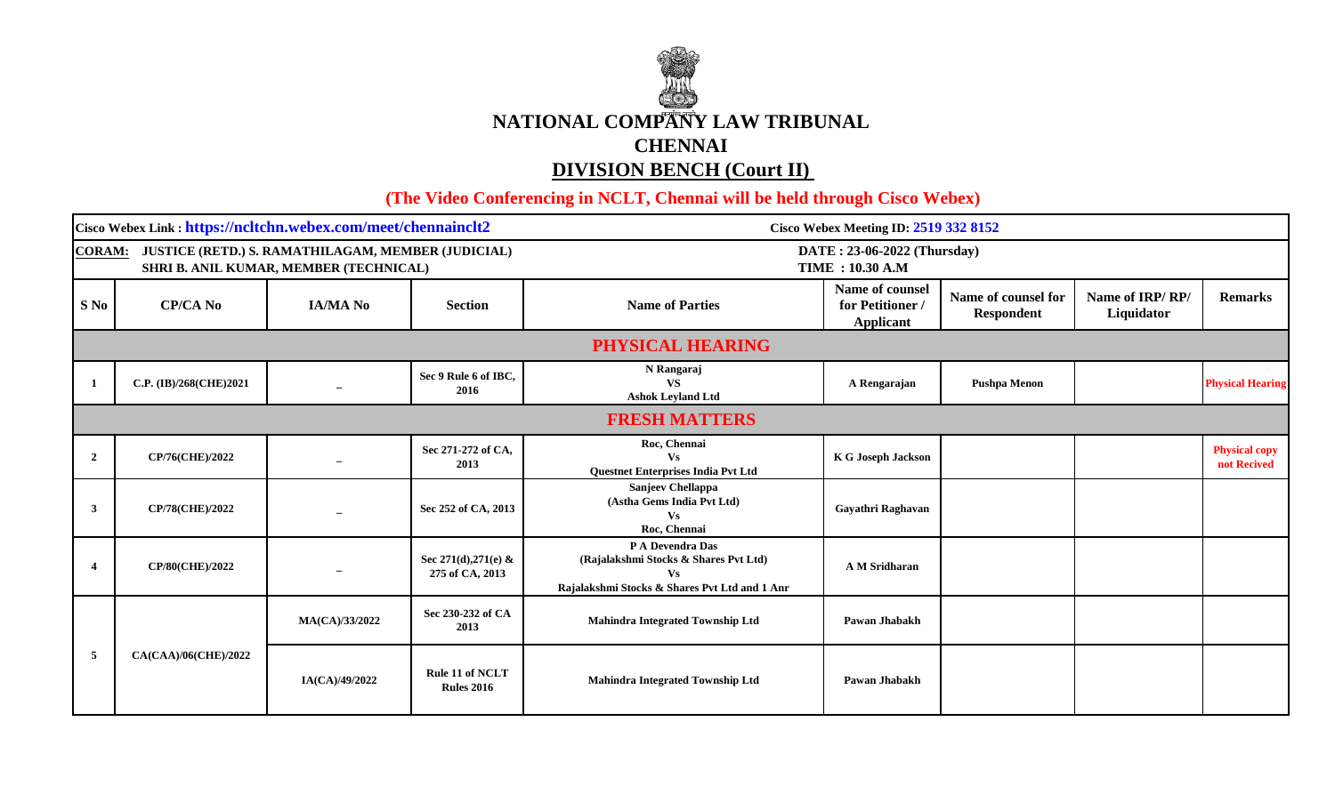# NATIONAL COMPANY LAW TRIBUNAL

## CHENNAI

## DIVISION BENCH (Court II)

**(The Video Conferencing in NCLT, Chennai will be held through Cisco Webex)**

| Cisco Webex Link : https://ncltchn.webex.com/meet/chennainclt2 | | | | | Cisco Webex Meeting ID: 2519 332 8152 | | | |
|---|---|---|---|---|---|---|---|---|
| CORAM: JUSTICE (RETD.) S. RAMATHILAGAM, MEMBER (JUDICIAL)<br>SHRI B. ANIL KUMAR, MEMBER (TECHNICAL) | | | | | DATE : 23-06-2022 (Thursday)<br>TIME : 10.30 A.M | | | |
| **S No** | **CP/CA No** | **IA/MA No** | **Section** | **Name of Parties** | **Name of counsel for Petitioner / Applicant** | **Name of counsel for Respondent** | **Name of IRP/ RP/ Liquidator** | **Remarks** |
| **PHYSICAL HEARING** | | | | | | | | |
| 1 | C.P. (IB)/268(CHE)2021 | – | Sec 9 Rule 6 of IBC, 2016 | N Rangaraj<br>VS<br>Ashok Leyland Ltd | A Rengarajan | Pushpa Menon | | Physical Hearing |
| **FRESH MATTERS** | | | | | | | | |
| 2 | CP/76(CHE)/2022 | – | Sec 271-272 of CA, 2013 | Roc, Chennai<br>Vs<br>Questnet Enterprises India Pvt Ltd | K G Joseph Jackson | | | Physical copy not Recived |
| 3 | CP/78(CHE)/2022 | – | Sec 252 of CA, 2013 | Sanjeev Chellappa<br>(Astha Gems India Pvt Ltd)<br>Vs<br>Roc, Chennai | Gayathri Raghavan | | | |
| 4 | CP/80(CHE)/2022 | – | Sec 271(d),271(e) & 275 of CA, 2013 | P A Devendra Das<br>(Rajalakshmi Stocks & Shares Pvt Ltd)<br>Vs<br>Rajalakshmi Stocks & Shares Pvt Ltd and 1 Anr | A M Sridharan | | | |
| 5 | CA(CAA)/06(CHE)/2022 | MA(CA)/33/2022 | Sec 230-232 of CA 2013 | Mahindra Integrated Township Ltd | Pawan Jhabakh | | | |
| | | IA(CA)/49/2022 | Rule 11 of NCLT Rules 2016 | Mahindra Integrated Township Ltd | Pawan Jhabakh | | | |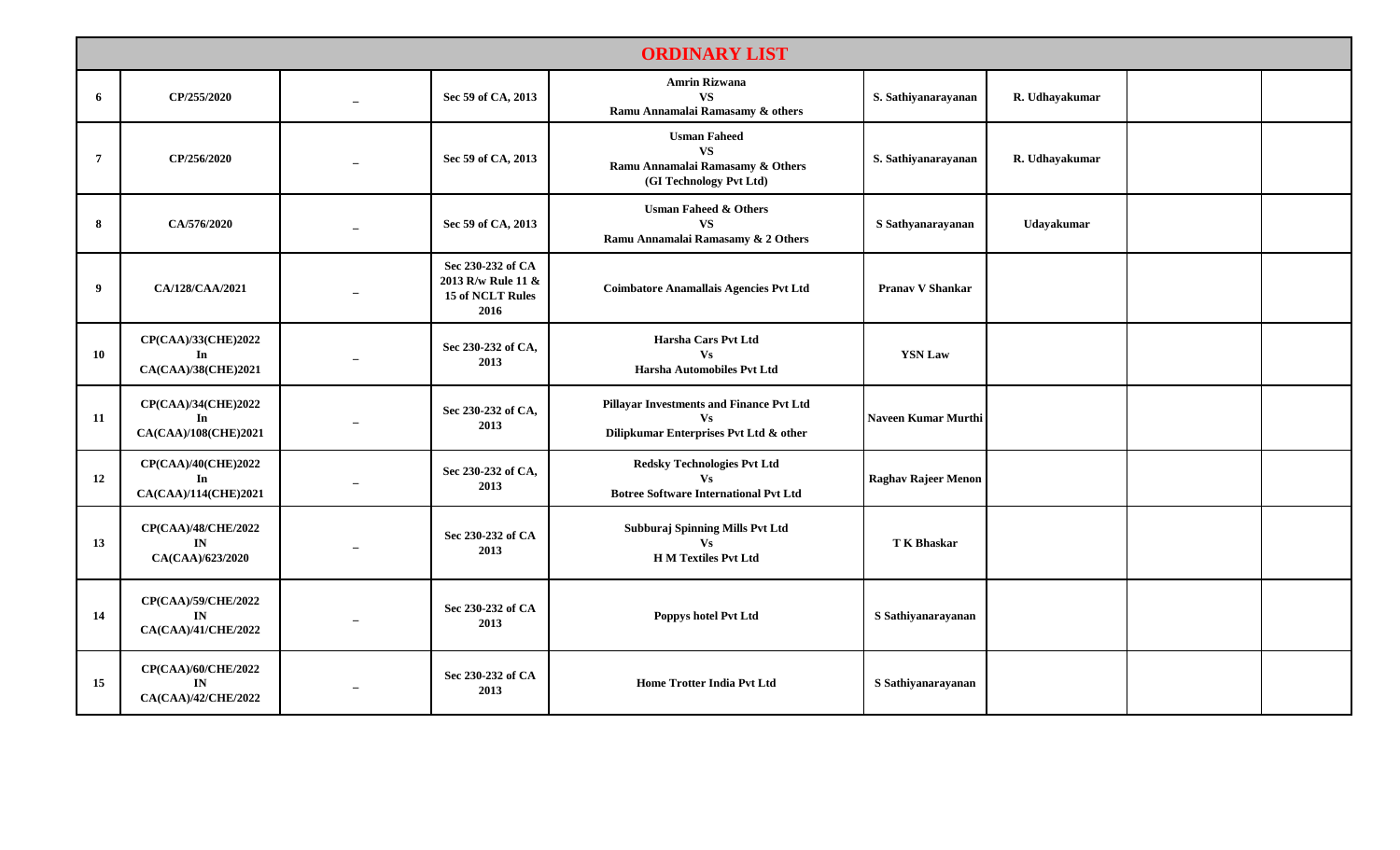## ORDINARY LIST

| | | | | | | | | |
|---|---|---|---|---|---|---|---|---|
| 6 | CP/255/2020 | – | Sec 59 of CA, 2013 | Amrin Rizwana<br>VS<br>Ramu Annamalai Ramasamy & others | S. Sathiyanarayanan | R. Udhayakumar | | |
| 7 | CP/256/2020 | – | Sec 59 of CA, 2013 | Usman Faheed<br>VS<br>Ramu Annamalai Ramasamy & Others<br>(GI Technology Pvt Ltd) | S. Sathiyanarayanan | R. Udhayakumar | | |
| 8 | CA/576/2020 | – | Sec 59 of CA, 2013 | Usman Faheed & Others<br>VS<br>Ramu Annamalai Ramasamy & 2 Others | S Sathyanarayanan | Udayakumar | | |
| 9 | CA/128/CAA/2021 | – | Sec 230-232 of CA 2013 R/w Rule 11 & 15 of NCLT Rules 2016 | Coimbatore Anamallais Agencies Pvt Ltd | Pranav V Shankar | | | |
| 10 | CP(CAA)/33(CHE)2022<br>In<br>CA(CAA)/38(CHE)2021 | – | Sec 230-232 of CA, 2013 | Harsha Cars Pvt Ltd<br>Vs<br>Harsha Automobiles Pvt Ltd | YSN Law | | | |
| 11 | CP(CAA)/34(CHE)2022<br>In<br>CA(CAA)/108(CHE)2021 | – | Sec 230-232 of CA, 2013 | Pillayar Investments and Finance Pvt Ltd<br>Vs<br>Dilipkumar Enterprises Pvt Ltd & other | Naveen Kumar Murthi | | | |
| 12 | CP(CAA)/40(CHE)2022<br>In<br>CA(CAA)/114(CHE)2021 | – | Sec 230-232 of CA, 2013 | Redsky Technologies Pvt Ltd<br>Vs<br>Botree Software International Pvt Ltd | Raghav Rajeer Menon | | | |
| 13 | CP(CAA)/48/CHE/2022<br>IN<br>CA(CAA)/623/2020 | – | Sec 230-232 of CA 2013 | Subburaj Spinning Mills Pvt Ltd<br>Vs<br>H M Textiles Pvt Ltd | T K Bhaskar | | | |
| 14 | CP(CAA)/59/CHE/2022<br>IN<br>CA(CAA)/41/CHE/2022 | – | Sec 230-232 of CA 2013 | Poppys hotel Pvt Ltd | S Sathiyanarayanan | | | |
| 15 | CP(CAA)/60/CHE/2022<br>IN<br>CA(CAA)/42/CHE/2022 | – | Sec 230-232 of CA 2013 | Home Trotter India Pvt Ltd | S Sathiyanarayanan | | | |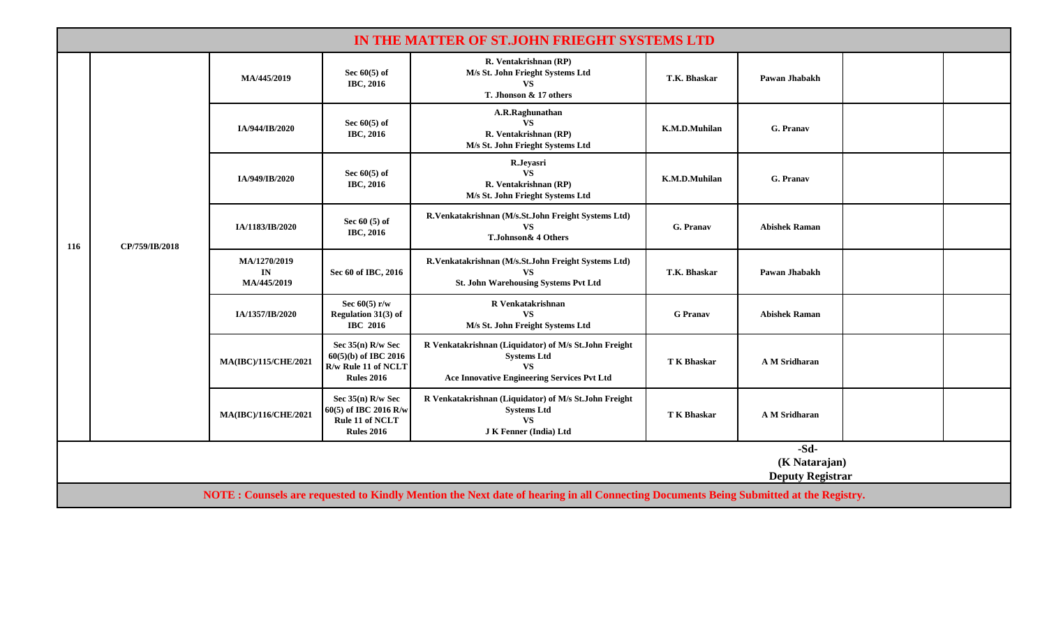| IN THE MATTER OF ST.JOHN FRIEGHT SYSTEMS LTD | | | | | | | | |
|---|---|---|---|---|---|---|---|---|
| 116 | CP/759/IB/2018 | MA/445/2019 | Sec 60(5) of IBC, 2016 | R. Ventakrishnan (RP) M/s St. John Frieght Systems Ltd VS T. Jhonson & 17 others | T.K. Bhaskar | Pawan Jhabakh | | |
| | | IA/944/IB/2020 | Sec 60(5) of IBC, 2016 | A.R.Raghunathan VS R. Ventakrishnan (RP) M/s St. John Frieght Systems Ltd | K.M.D.Muhilan | G. Pranav | | |
| | | IA/949/IB/2020 | Sec 60(5) of IBC, 2016 | R.Jeyasri VS R. Ventakrishnan (RP) M/s St. John Frieght Systems Ltd | K.M.D.Muhilan | G. Pranav | | |
| | | IA/1183/IB/2020 | Sec 60 (5) of IBC, 2016 | R.Venkatakrishnan (M/s.St.John Freight Systems Ltd) VS T.Johnson& 4 Others | G. Pranav | Abishek Raman | | |
| | | MA/1270/2019 IN MA/445/2019 | Sec 60 of IBC, 2016 | R.Venkatakrishnan (M/s.St.John Freight Systems Ltd) VS St. John Warehousing Systems Pvt Ltd | T.K. Bhaskar | Pawan Jhabakh | | |
| | | IA/1357/IB/2020 | Sec 60(5) r/w Regulation 31(3) of IBC 2016 | R Venkatakrishnan VS M/s St. John Freight Systems Ltd | G Pranav | Abishek Raman | | |
| | | MA(IBC)/115/CHE/2021 | Sec 35(n) R/w Sec 60(5)(b) of IBC 2016 R/w Rule 11 of NCLT Rules 2016 | R Venkatakrishnan (Liquidator) of M/s St.John Freight Systems Ltd VS Ace Innovative Engineering Services Pvt Ltd | T K Bhaskar | A M Sridharan | | |
| | | MA(IBC)/116/CHE/2021 | Sec 35(n) R/w Sec 60(5) of IBC 2016 R/w Rule 11 of NCLT Rules 2016 | R Venkatakrishnan (Liquidator) of M/s St.John Freight Systems Ltd VS J K Fenner (India) Ltd | T K Bhaskar | A M Sridharan | | |

-Sd-
(K Natarajan)
Deputy Registrar

**NOTE : Counsels are requested to Kindly Mention the Next date of hearing in all Connecting Documents Being Submitted at the Registry.**